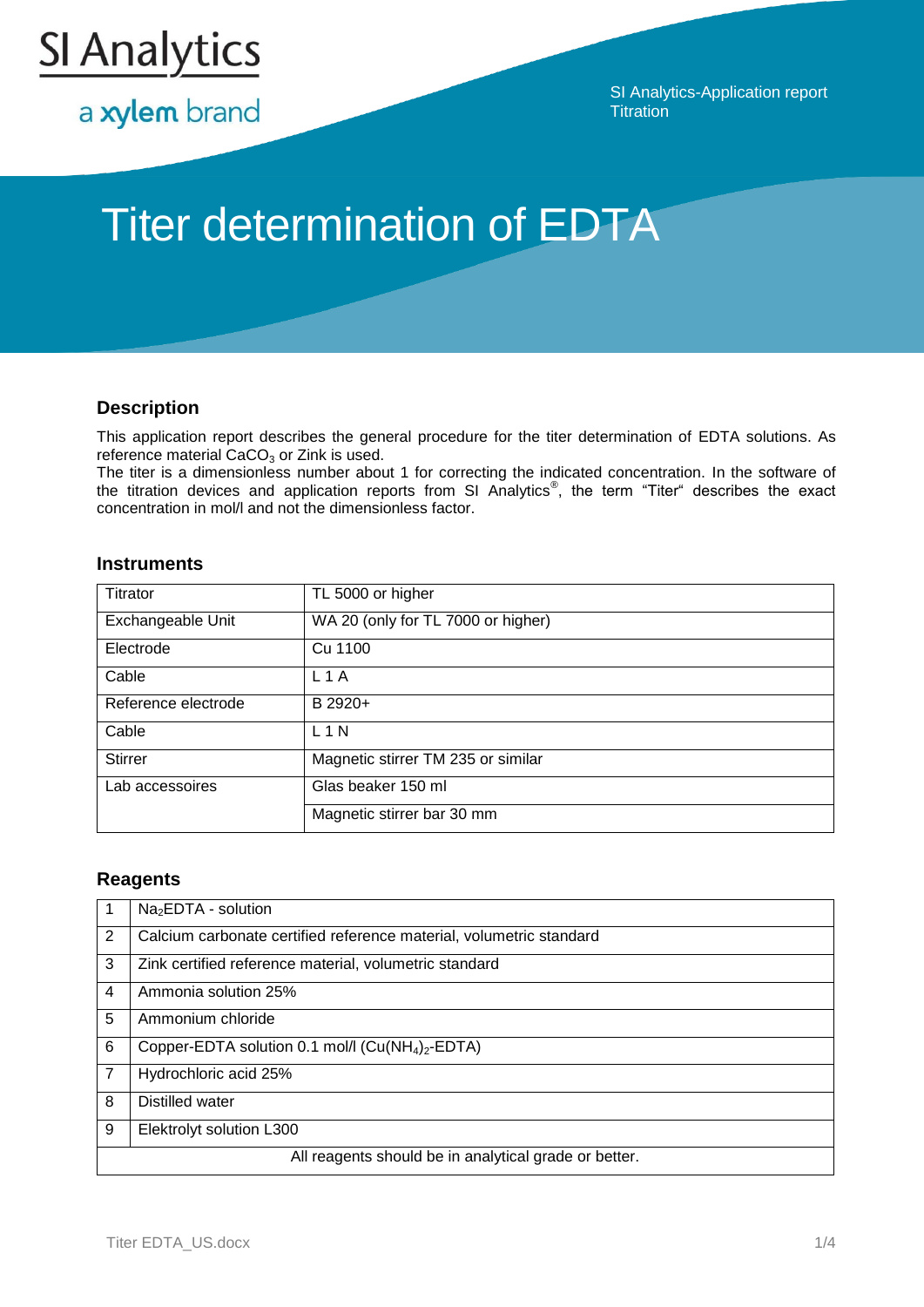SI Analytics
a xylem brand

SI Analytics-Application report
Titration

# Titer determination of EDTA

## Description

This application report describes the general procedure for the titer determination of EDTA solutions. As reference material $CaCO_3$ or Zink is used.
The titer is a dimensionless number about 1 for correcting the indicated concentration. In the software of the titration devices and application reports from SI Analytics®, the term "Titer" describes the exact concentration in mol/l and not the dimensionless factor.

## Instruments

| | |
|---|---|
| Titrator | TL 5000 or higher |
| Exchangeable Unit | WA 20 (only for TL 7000 or higher) |
| Electrode | Cu 1100 |
| Cable | L 1 A |
| Reference electrode | B 2920+ |
| Cable | L 1 N |
| Stirrer | Magnetic stirrer TM 235 or similar |
| Lab accessoires | Glas beaker 150 ml |
| | Magnetic stirrer bar 30 mm |

## Reagents

| | |
|---|---|
| 1 | $Na_2EDTA$ - solution |
| 2 | Calcium carbonate certified reference material, volumetric standard |
| 3 | Zink certified reference material, volumetric standard |
| 4 | Ammonia solution 25% |
| 5 | Ammonium chloride |
| 6 | Copper-EDTA solution 0.1 mol/l ($Cu(NH_4)_2$-EDTA) |
| 7 | Hydrochloric acid 25% |
| 8 | Distilled water |
| 9 | Elektrolyt solution L300 |
| | All reagents should be in analytical grade or better. |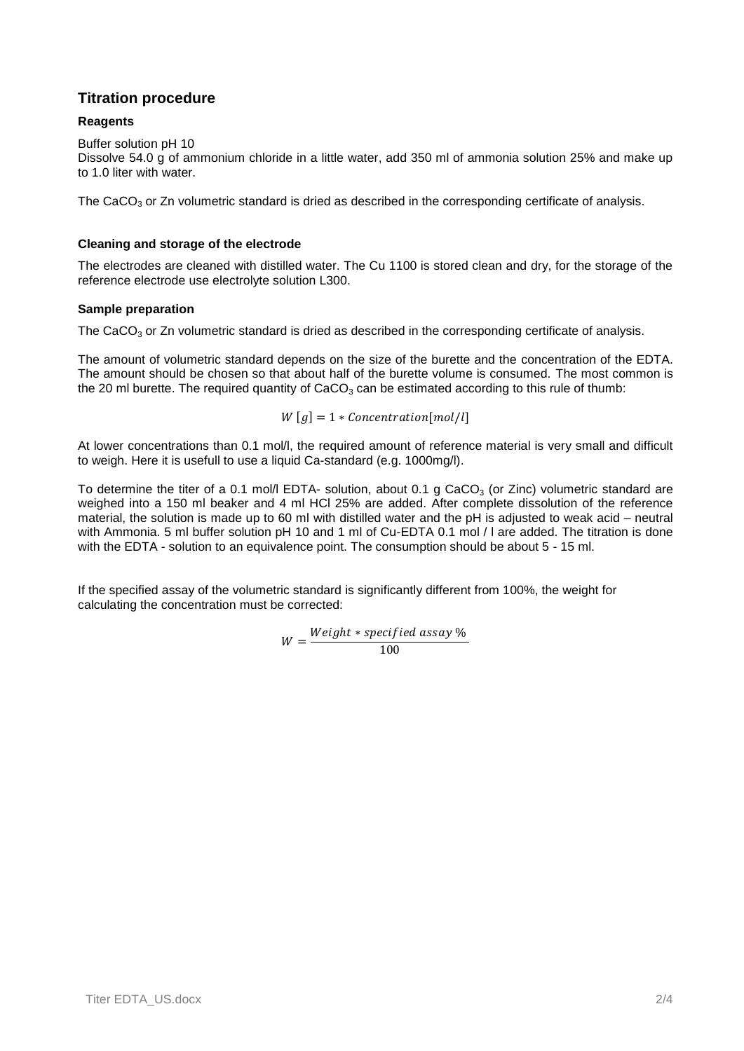## Titration procedure

### Reagents

Buffer solution pH 10
Dissolve 54.0 g of ammonium chloride in a little water, add 350 ml of ammonia solution 25% and make up to 1.0 liter with water.

The $CaCO_3$ or Zn volumetric standard is dried as described in the corresponding certificate of analysis.

### Cleaning and storage of the electrode

The electrodes are cleaned with distilled water. The Cu 1100 is stored clean and dry, for the storage of the reference electrode use electrolyte solution L300.

### Sample preparation

The $CaCO_3$ or Zn volumetric standard is dried as described in the corresponding certificate of analysis.

The amount of volumetric standard depends on the size of the burette and the concentration of the EDTA. The amount should be chosen so that about half of the burette volume is consumed. The most common is the 20 ml burette. The required quantity of $CaCO_3$ can be estimated according to this rule of thumb:

$$W\ [g] = 1 * Concentration[mol/l]$$

At lower concentrations than 0.1 mol/l, the required amount of reference material is very small and difficult to weigh. Here it is usefull to use a liquid Ca-standard (e.g. 1000mg/l).

To determine the titer of a 0.1 mol/l EDTA- solution, about 0.1 g $CaCO_3$ (or Zinc) volumetric standard are weighed into a 150 ml beaker and 4 ml HCl 25% are added. After complete dissolution of the reference material, the solution is made up to 60 ml with distilled water and the pH is adjusted to weak acid – neutral with Ammonia. 5 ml buffer solution pH 10 and 1 ml of Cu-EDTA 0.1 mol / l are added. The titration is done with the EDTA - solution to an equivalence point. The consumption should be about 5 - 15 ml.

If the specified assay of the volumetric standard is significantly different from 100%, the weight for calculating the concentration must be corrected:

$$W = \frac{Weight * specified\ assay\ \%}{100}$$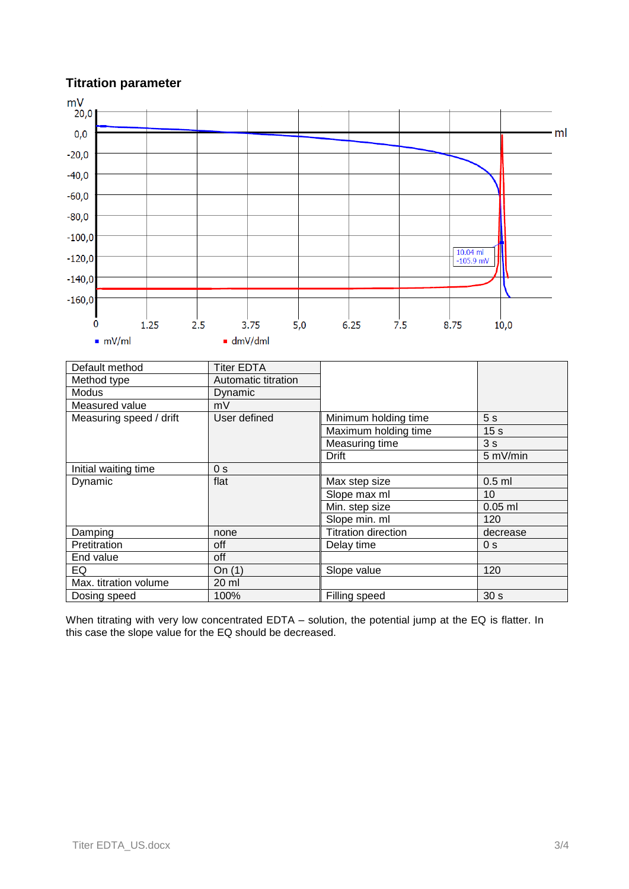### Titration parameter

| Default method | Titer EDTA | | |
|---|---|---|---|
| Method type | Automatic titration | | |
| Modus | Dynamic | | |
| Measured value | mV | | |
| Measuring speed / drift | User defined | Minimum holding time | 5 s |
| | | Maximum holding time | 15 s |
| | | Measuring time | 3 s |
| | | Drift | 5 mV/min |
| Initial waiting time | 0 s | | |
| Dynamic | flat | Max step size | 0.5 ml |
| | | Slope max ml | 10 |
| | | Min. step size | 0.05 ml |
| | | Slope min. ml | 120 |
| Damping | none | Titration direction | decrease |
| Pretitration | off | Delay time | 0 s |
| End value | off | | |
| EQ | On (1) | Slope value | 120 |
| Max. titration volume | 20 ml | | |
| Dosing speed | 100% | Filling speed | 30 s |

When titrating with very low concentrated EDTA – solution, the potential jump at the EQ is flatter. In this case the slope value for the EQ should be decreased.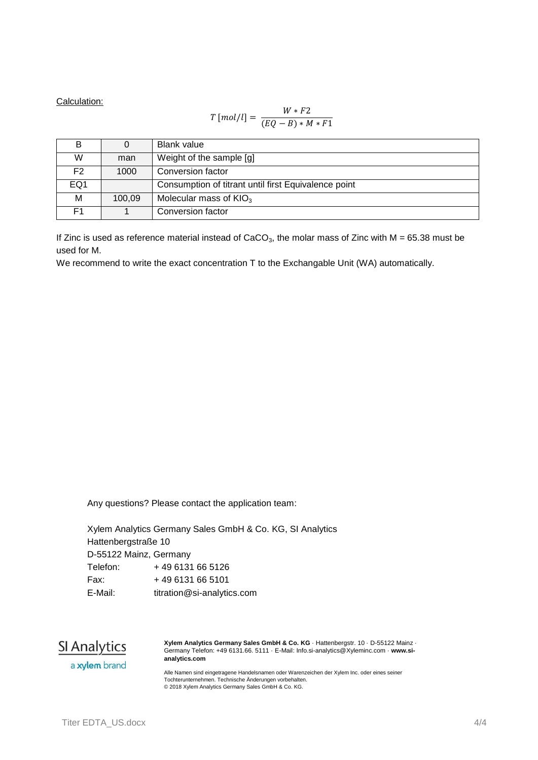Calculation:

$$T\,[mol/l] = \frac{W * F2}{(EQ - B) * M * F1}$$

| | | |
|---|---|---|
| B | 0 | Blank value |
| W | man | Weight of the sample [g] |
| F2 | 1000 | Conversion factor |
| EQ1 | | Consumption of titrant until first Equivalence point |
| M | 100,09 | Molecular mass of $KIO_3$ |
| F1 | 1 | Conversion factor |

If Zinc is used as reference material instead of $CaCO_3$, the molar mass of Zinc with M = 65.38 must be used for M.
We recommend to write the exact concentration T to the Exchangable Unit (WA) automatically.

Any questions? Please contact the application team:

Xylem Analytics Germany Sales GmbH & Co. KG, SI Analytics
Hattenbergstraße 10
D-55122 Mainz, Germany
Telefon: + 49 6131 66 5126
Fax: + 49 6131 66 5101
E-Mail: titration@si-analytics.com

SI Analytics
a xylem brand

**Xylem Analytics Germany Sales GmbH & Co. KG** · Hattenbergstr. 10 · D-55122 Mainz · Germany Telefon: +49 6131.66. 5111 · E-Mail: Info.si-analytics@Xyleminc.com · **www.si-analytics.com**

Alle Namen sind eingetragene Handelsnamen oder Warenzeichen der Xylem Inc. oder eines seiner Tochterunternehmen. Technische Änderungen vorbehalten.
© 2018 Xylem Analytics Germany Sales GmbH & Co. KG.